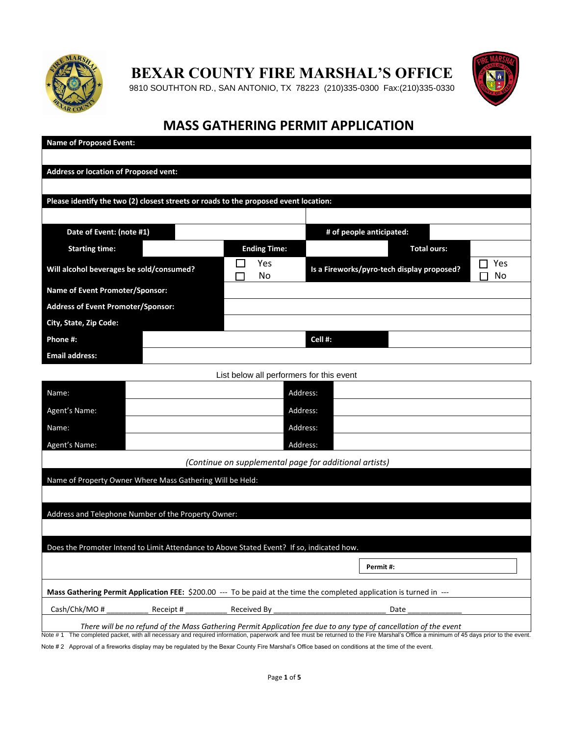# BEXAR COUNTY FIRE MARSHAL'S OFFICE

9810 SOUTHTON RD., SAN ANTONIO, TX 78223 (210)335-0300 Fax:(210)335-0330

## MASS GATHERING PERMIT APPLICATION

**Name of Proposed Event:**

**Address or location of Proposed vent:**

**Please identify the two (2) closest streets or roads to the proposed event location:**

| | | | | | |
|---|---|---|---|---|---|
| **Date of Event: (note #1)** | | | **# of people anticipated:** | | |
| **Starting time:** | | **Ending Time:** | | **Total ours:** | |
| **Will alcohol beverages be sold/consumed?** | | ☐ Yes ☐ No | **Is a Fireworks/pyro-tech display proposed?** | | ☐ Yes ☐ No |
| **Name of Event Promoter/Sponsor:** | | | | | |
| **Address of Event Promoter/Sponsor:** | | | | | |
| **City, State, Zip Code:** | | | | | |
| **Phone #:** | | | **Cell #:** | | |
| **Email address:** | | | | | |

List below all performers for this event

| | | | |
|---|---|---|---|
| Name: | | Address: | |
| Agent's Name: | | Address: | |
| Name: | | Address: | |
| Agent's Name: | | Address: | |

*(Continue on supplemental page for additional artists)*

Name of Property Owner Where Mass Gathering Will be Held:

Address and Telephone Number of the Property Owner:

Does the Promoter Intend to Limit Attendance to Above Stated Event? If so, indicated how.

**Permit #:**

**Mass Gathering Permit Application FEE:** $200.00 --- To be paid at the time the completed application is turned in ---

Cash/Chk/MO # __________ Receipt # __________ Received By ___________________________ Date _____________

*There will be no refund of the Mass Gathering Permit Application fee due to any type of cancellation of the event*

Note # 1 The completed packet, with all necessary and required information, paperwork and fee must be returned to the Fire Marshal's Office a minimum of 45 days prior to the event.

Note # 2 Approval of a fireworks display may be regulated by the Bexar County Fire Marshal's Office based on conditions at the time of the event.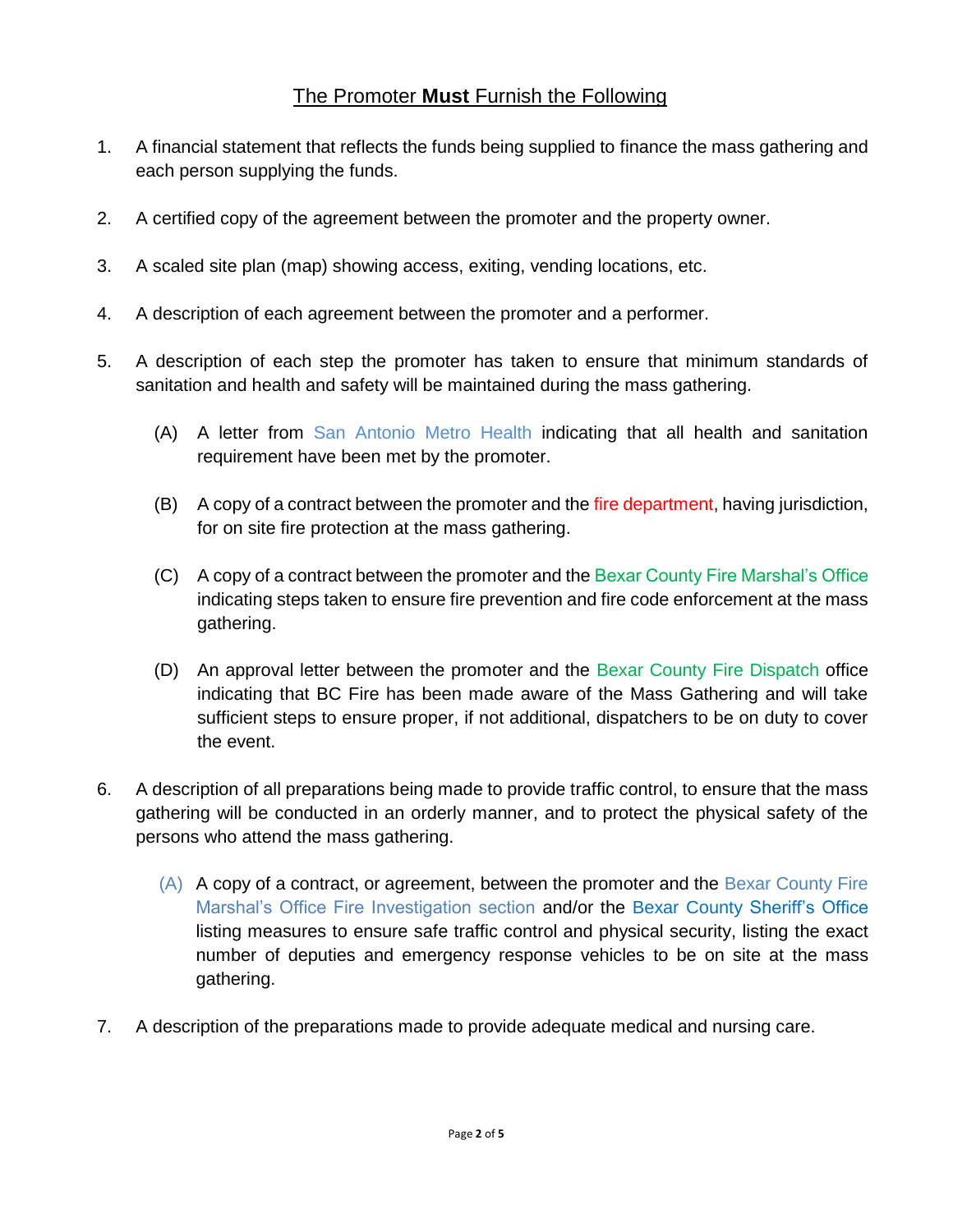## The Promoter **Must** Furnish the Following

1. A financial statement that reflects the funds being supplied to finance the mass gathering and each person supplying the funds.

2. A certified copy of the agreement between the promoter and the property owner.

3. A scaled site plan (map) showing access, exiting, vending locations, etc.

4. A description of each agreement between the promoter and a performer.

5. A description of each step the promoter has taken to ensure that minimum standards of sanitation and health and safety will be maintained during the mass gathering.

   (A) A letter from San Antonio Metro Health indicating that all health and sanitation requirement have been met by the promoter.

   (B) A copy of a contract between the promoter and the fire department, having jurisdiction, for on site fire protection at the mass gathering.

   (C) A copy of a contract between the promoter and the Bexar County Fire Marshal's Office indicating steps taken to ensure fire prevention and fire code enforcement at the mass gathering.

   (D) An approval letter between the promoter and the Bexar County Fire Dispatch office indicating that BC Fire has been made aware of the Mass Gathering and will take sufficient steps to ensure proper, if not additional, dispatchers to be on duty to cover the event.

6. A description of all preparations being made to provide traffic control, to ensure that the mass gathering will be conducted in an orderly manner, and to protect the physical safety of the persons who attend the mass gathering.

   (A) A copy of a contract, or agreement, between the promoter and the Bexar County Fire Marshal's Office Fire Investigation section and/or the Bexar County Sheriff's Office listing measures to ensure safe traffic control and physical security, listing the exact number of deputies and emergency response vehicles to be on site at the mass gathering.

7. A description of the preparations made to provide adequate medical and nursing care.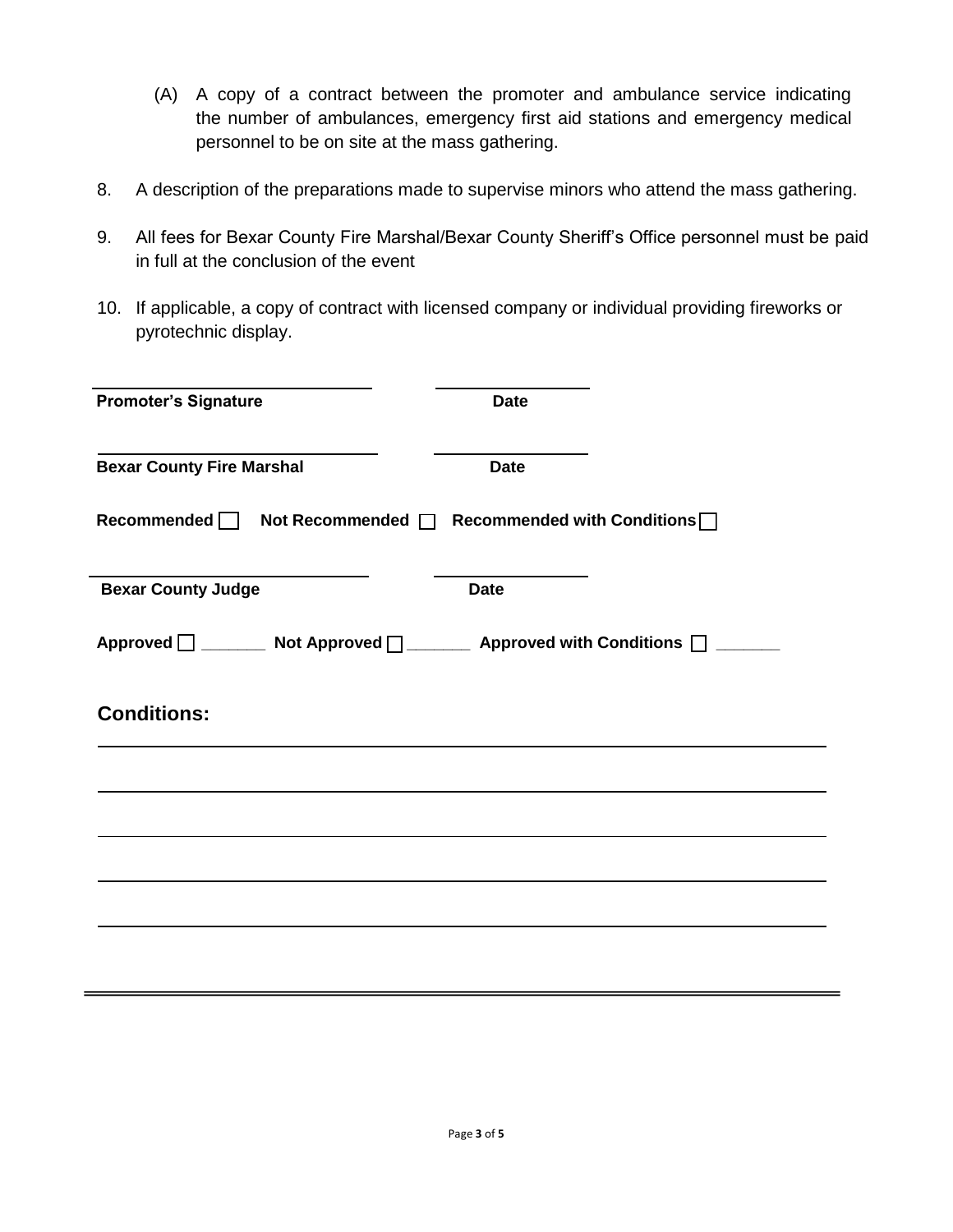(A) A copy of a contract between the promoter and ambulance service indicating the number of ambulances, emergency first aid stations and emergency medical personnel to be on site at the mass gathering.

8. A description of the preparations made to supervise minors who attend the mass gathering.

9. All fees for Bexar County Fire Marshal/Bexar County Sheriff's Office personnel must be paid in full at the conclusion of the event

10. If applicable, a copy of contract with licensed company or individual providing fireworks or pyrotechnic display.

______________________________ ________________

**Promoter's Signature** **Date**

______________________________ ________________

**Bexar County Fire Marshal** **Date**

**Recommended** ☐ **Not Recommended** ☐ **Recommended with Conditions** ☐

______________________________ ________________

**Bexar County Judge** **Date**

**Approved** ☐ _______ **Not Approved** ☐ _______ **Approved with Conditions** ☐ _______

**Conditions:**

______________________________________________________________________________

______________________________________________________________________________

______________________________________________________________________________

______________________________________________________________________________

______________________________________________________________________________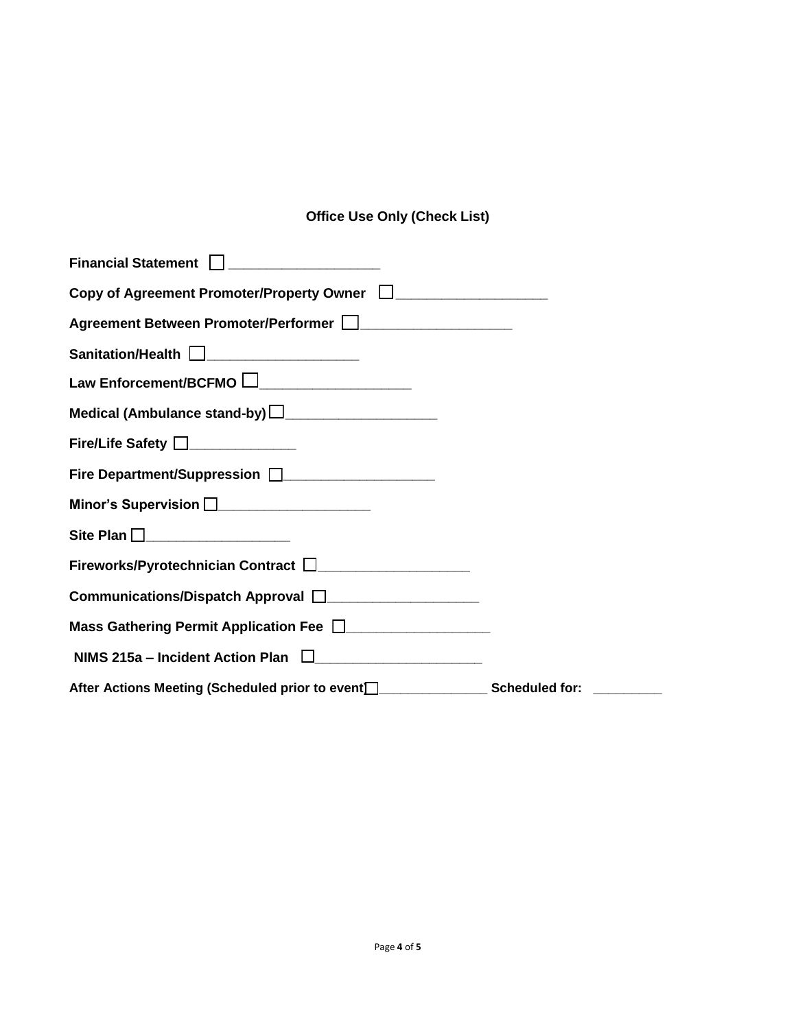**Office Use Only (Check List)**

**Financial Statement** ☐ ___________________

**Copy of Agreement Promoter/Property Owner** ☐ ___________________

**Agreement Between Promoter/Performer** ☐ ___________________

**Sanitation/Health** ☐ ___________________

**Law Enforcement/BCFMO** ☐ ___________________

**Medical (Ambulance stand-by)** ☐ ___________________

**Fire/Life Safety** ☐ _____________

**Fire Department/Suppression** ☐ ___________________

**Minor's Supervision** ☐ ___________________

**Site Plan** ☐ __________________

**Fireworks/Pyrotechnician Contract** ☐ ___________________

**Communications/Dispatch Approval** ☐ ___________________

**Mass Gathering Permit Application Fee** ☐ __________________

**NIMS 215a – Incident Action Plan** ☐ _____________________

**After Actions Meeting (Scheduled prior to event)** ☐ ______________ **Scheduled for:** _________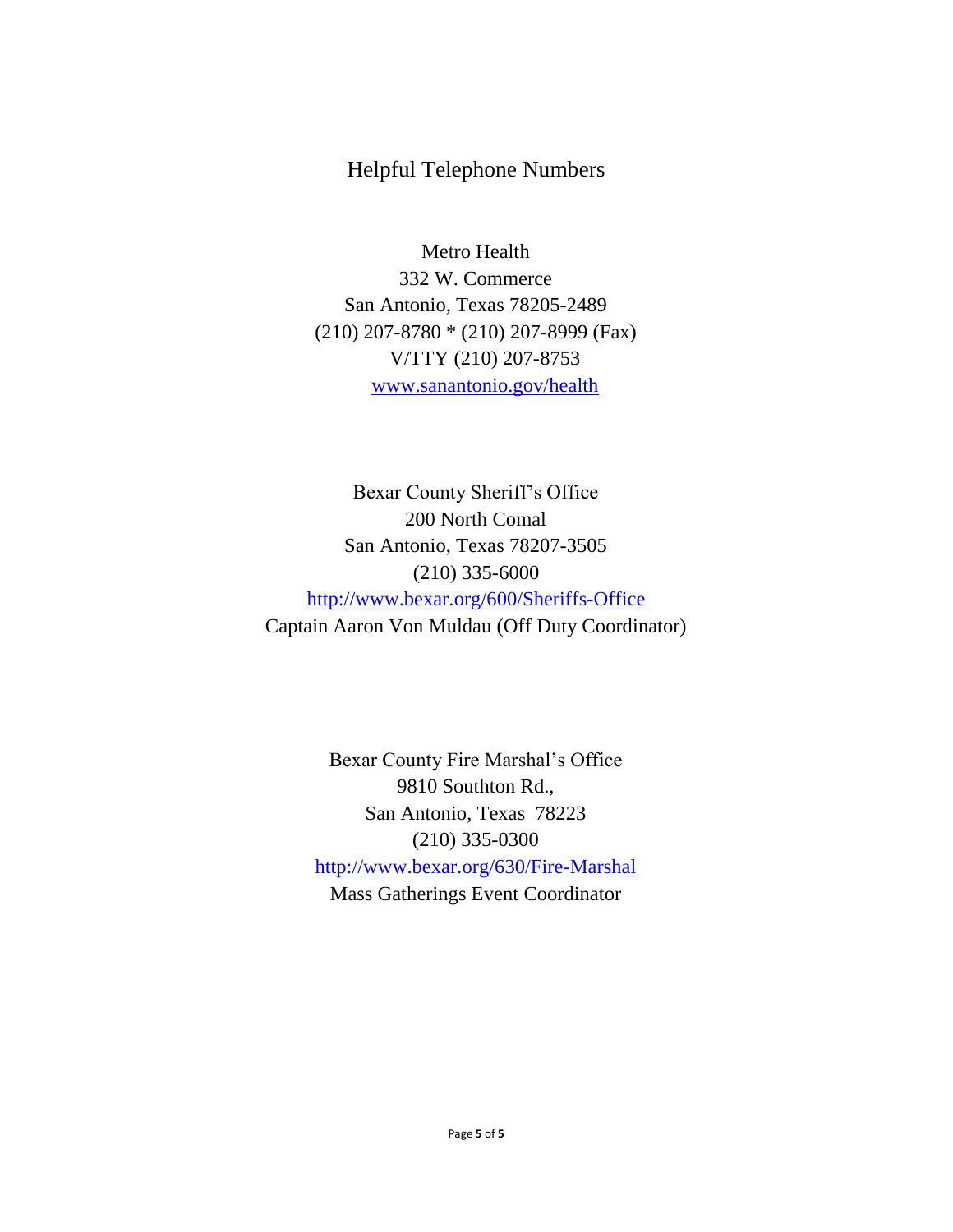# Helpful Telephone Numbers

Metro Health
332 W. Commerce
San Antonio, Texas 78205-2489
(210) 207-8780 * (210) 207-8999 (Fax)
V/TTY (210) 207-8753
www.sanantonio.gov/health

Bexar County Sheriff's Office
200 North Comal
San Antonio, Texas 78207-3505
(210) 335-6000
http://www.bexar.org/600/Sheriffs-Office
Captain Aaron Von Muldau (Off Duty Coordinator)

Bexar County Fire Marshal's Office
9810 Southton Rd.,
San Antonio, Texas 78223
(210) 335-0300
http://www.bexar.org/630/Fire-Marshal
Mass Gatherings Event Coordinator